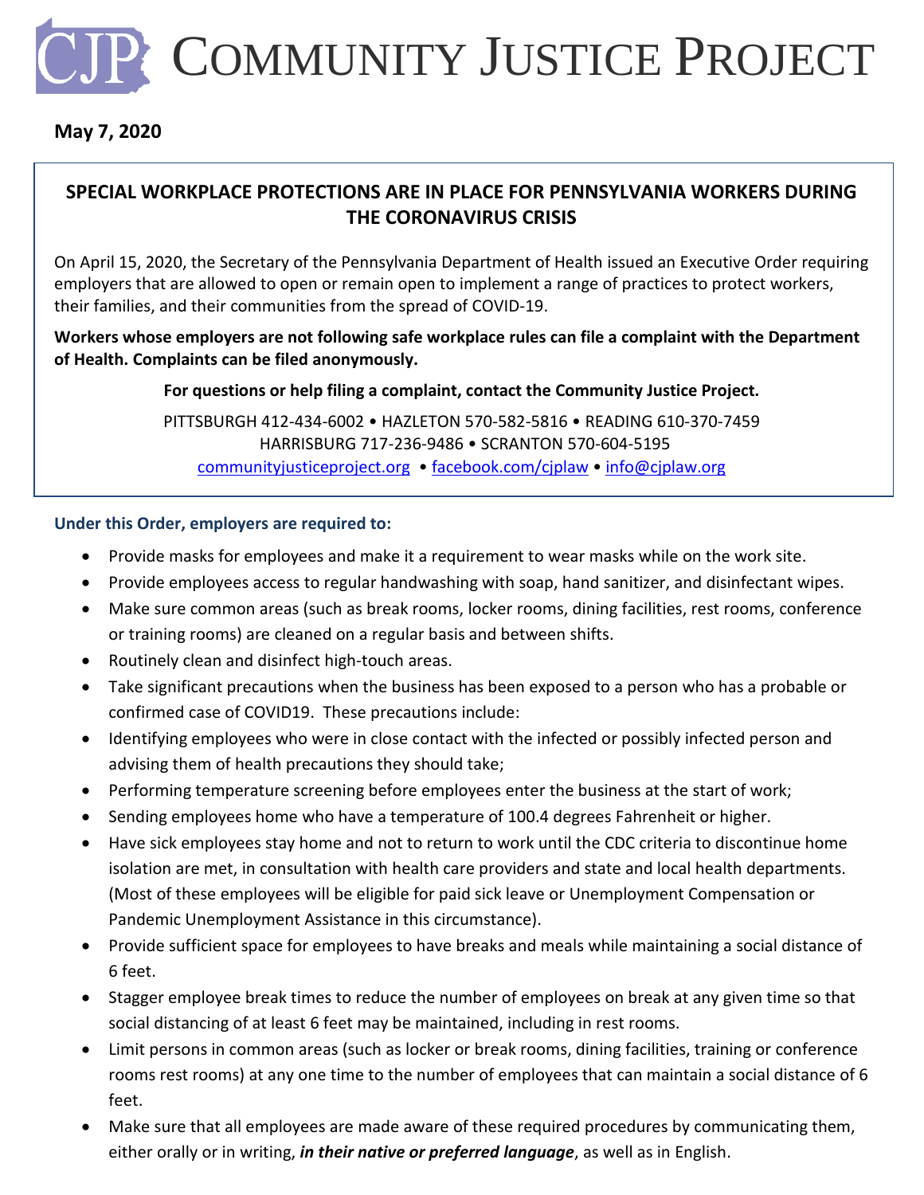# COMMUNITY JUSTICE PROJECT

**May 7, 2020**

## SPECIAL WORKPLACE PROTECTIONS ARE IN PLACE FOR PENNSYLVANIA WORKERS DURING THE CORONAVIRUS CRISIS

On April 15, 2020, the Secretary of the Pennsylvania Department of Health issued an Executive Order requiring employers that are allowed to open or remain open to implement a range of practices to protect workers, their families, and their communities from the spread of COVID-19.

**Workers whose employers are not following safe workplace rules can file a complaint with the Department of Health. Complaints can be filed anonymously.**

**For questions or help filing a complaint, contact the Community Justice Project.**

PITTSBURGH 412-434-6002 • HAZLETON 570-582-5816 • READING 610-370-7459
HARRISBURG 717-236-9486 • SCRANTON 570-604-5195
communityjusticeproject.org • facebook.com/cjplaw • info@cjplaw.org

**Under this Order, employers are required to:**

- Provide masks for employees and make it a requirement to wear masks while on the work site.
- Provide employees access to regular handwashing with soap, hand sanitizer, and disinfectant wipes.
- Make sure common areas (such as break rooms, locker rooms, dining facilities, rest rooms, conference or training rooms) are cleaned on a regular basis and between shifts.
- Routinely clean and disinfect high-touch areas.
- Take significant precautions when the business has been exposed to a person who has a probable or confirmed case of COVID19. These precautions include:
- Identifying employees who were in close contact with the infected or possibly infected person and advising them of health precautions they should take;
- Performing temperature screening before employees enter the business at the start of work;
- Sending employees home who have a temperature of 100.4 degrees Fahrenheit or higher.
- Have sick employees stay home and not to return to work until the CDC criteria to discontinue home isolation are met, in consultation with health care providers and state and local health departments. (Most of these employees will be eligible for paid sick leave or Unemployment Compensation or Pandemic Unemployment Assistance in this circumstance).
- Provide sufficient space for employees to have breaks and meals while maintaining a social distance of 6 feet.
- Stagger employee break times to reduce the number of employees on break at any given time so that social distancing of at least 6 feet may be maintained, including in rest rooms.
- Limit persons in common areas (such as locker or break rooms, dining facilities, training or conference rooms rest rooms) at any one time to the number of employees that can maintain a social distance of 6 feet.
- Make sure that all employees are made aware of these required procedures by communicating them, either orally or in writing, ***in their native or preferred language***, as well as in English.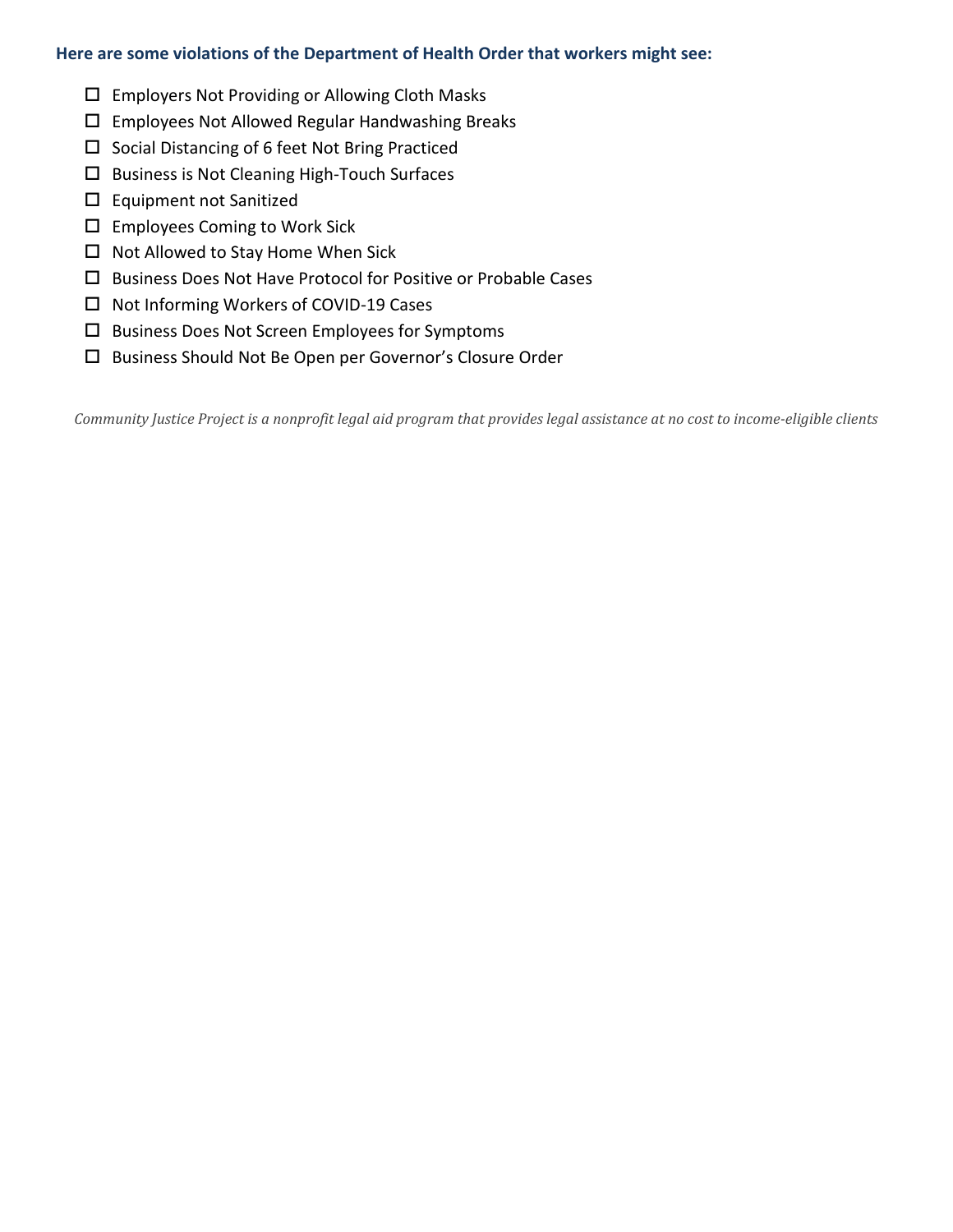**Here are some violations of the Department of Health Order that workers might see:**

- ☐ Employers Not Providing or Allowing Cloth Masks
- ☐ Employees Not Allowed Regular Handwashing Breaks
- ☐ Social Distancing of 6 feet Not Bring Practiced
- ☐ Business is Not Cleaning High-Touch Surfaces
- ☐ Equipment not Sanitized
- ☐ Employees Coming to Work Sick
- ☐ Not Allowed to Stay Home When Sick
- ☐ Business Does Not Have Protocol for Positive or Probable Cases
- ☐ Not Informing Workers of COVID-19 Cases
- ☐ Business Does Not Screen Employees for Symptoms
- ☐ Business Should Not Be Open per Governor's Closure Order

*Community Justice Project is a nonprofit legal aid program that provides legal assistance at no cost to income-eligible clients*